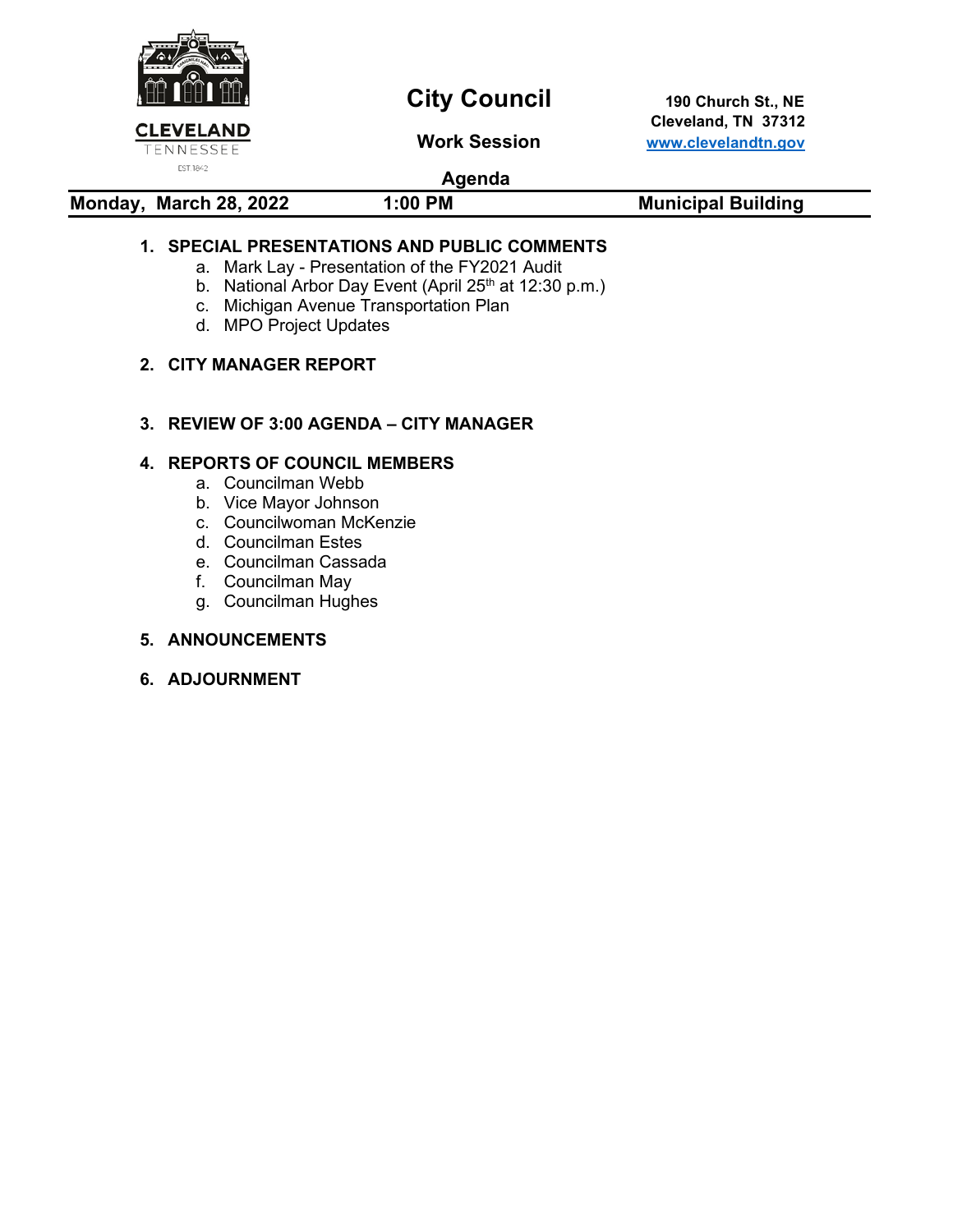CLEVELAND
TENNESSEE
EST. 1842

# City Council

## Work Session

190 Church St., NE
Cleveland, TN 37312
www.clevelandtn.gov

## Agenda

**Monday, March 28, 2022** | **1:00 PM** | **Municipal Building**

1. **SPECIAL PRESENTATIONS AND PUBLIC COMMENTS**
   a. Mark Lay - Presentation of the FY2021 Audit
   b. National Arbor Day Event (April 25th at 12:30 p.m.)
   c. Michigan Avenue Transportation Plan
   d. MPO Project Updates

2. **CITY MANAGER REPORT**

3. **REVIEW OF 3:00 AGENDA – CITY MANAGER**

4. **REPORTS OF COUNCIL MEMBERS**
   a. Councilman Webb
   b. Vice Mayor Johnson
   c. Councilwoman McKenzie
   d. Councilman Estes
   e. Councilman Cassada
   f. Councilman May
   g. Councilman Hughes

5. **ANNOUNCEMENTS**

6. **ADJOURNMENT**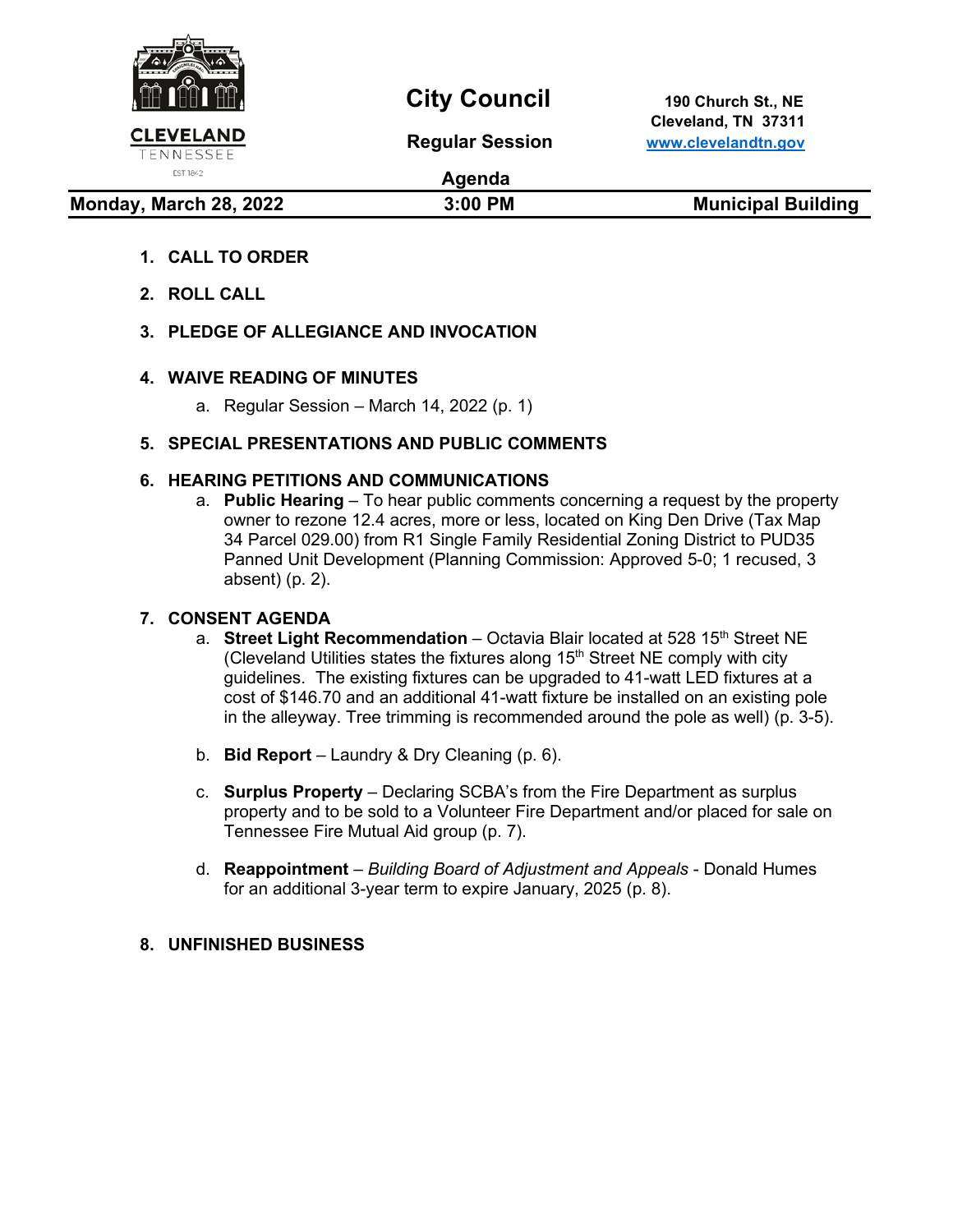CLEVELAND
TENNESSEE
EST 1842

# City Council

**Regular Session**

**Agenda**

**190 Church St., NE**
**Cleveland, TN 37311**
**www.clevelandtn.gov**

| **Monday, March 28, 2022** | **3:00 PM** | **Municipal Building** |
|---|---|---|

1. **CALL TO ORDER**

2. **ROLL CALL**

3. **PLEDGE OF ALLEGIANCE AND INVOCATION**

4. **WAIVE READING OF MINUTES**
   a. Regular Session – March 14, 2022 (p. 1)

5. **SPECIAL PRESENTATIONS AND PUBLIC COMMENTS**

6. **HEARING PETITIONS AND COMMUNICATIONS**
   a. **Public Hearing** – To hear public comments concerning a request by the property owner to rezone 12.4 acres, more or less, located on King Den Drive (Tax Map 34 Parcel 029.00) from R1 Single Family Residential Zoning District to PUD35 Panned Unit Development (Planning Commission: Approved 5-0; 1 recused, 3 absent) (p. 2).

7. **CONSENT AGENDA**
   a. **Street Light Recommendation** – Octavia Blair located at 528 15th Street NE (Cleveland Utilities states the fixtures along 15th Street NE comply with city guidelines. The existing fixtures can be upgraded to 41-watt LED fixtures at a cost of $146.70 and an additional 41-watt fixture be installed on an existing pole in the alleyway. Tree trimming is recommended around the pole as well) (p. 3-5).

   b. **Bid Report** – Laundry & Dry Cleaning (p. 6).

   c. **Surplus Property** – Declaring SCBA's from the Fire Department as surplus property and to be sold to a Volunteer Fire Department and/or placed for sale on Tennessee Fire Mutual Aid group (p. 7).

   d. **Reappointment** – *Building Board of Adjustment and Appeals* - Donald Humes for an additional 3-year term to expire January, 2025 (p. 8).

8. **UNFINISHED BUSINESS**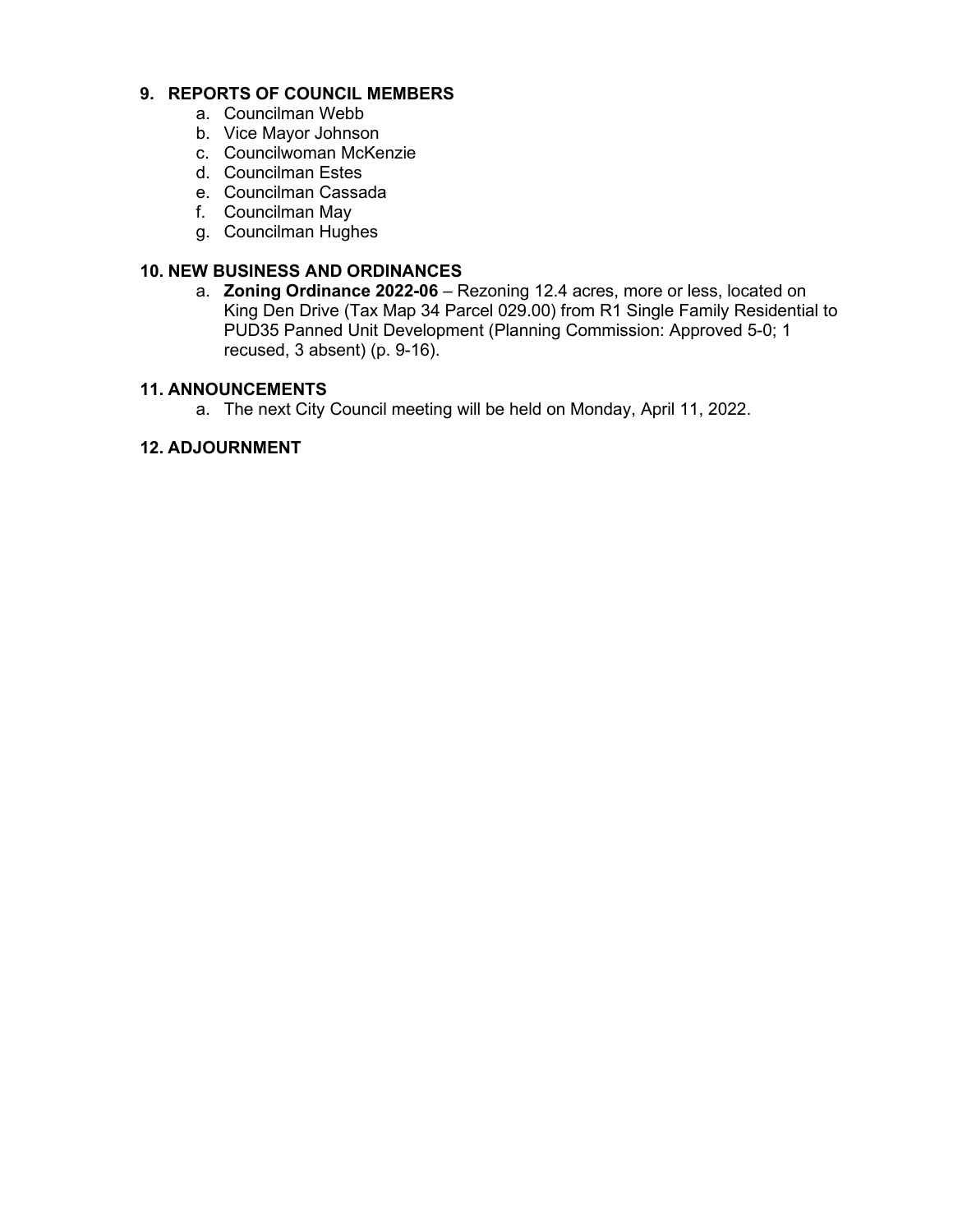## 9. REPORTS OF COUNCIL MEMBERS

a. Councilman Webb
b. Vice Mayor Johnson
c. Councilwoman McKenzie
d. Councilman Estes
e. Councilman Cassada
f. Councilman May
g. Councilman Hughes

## 10. NEW BUSINESS AND ORDINANCES

a. **Zoning Ordinance 2022-06** – Rezoning 12.4 acres, more or less, located on King Den Drive (Tax Map 34 Parcel 029.00) from R1 Single Family Residential to PUD35 Panned Unit Development (Planning Commission: Approved 5-0; 1 recused, 3 absent) (p. 9-16).

## 11. ANNOUNCEMENTS

a. The next City Council meeting will be held on Monday, April 11, 2022.

## 12. ADJOURNMENT